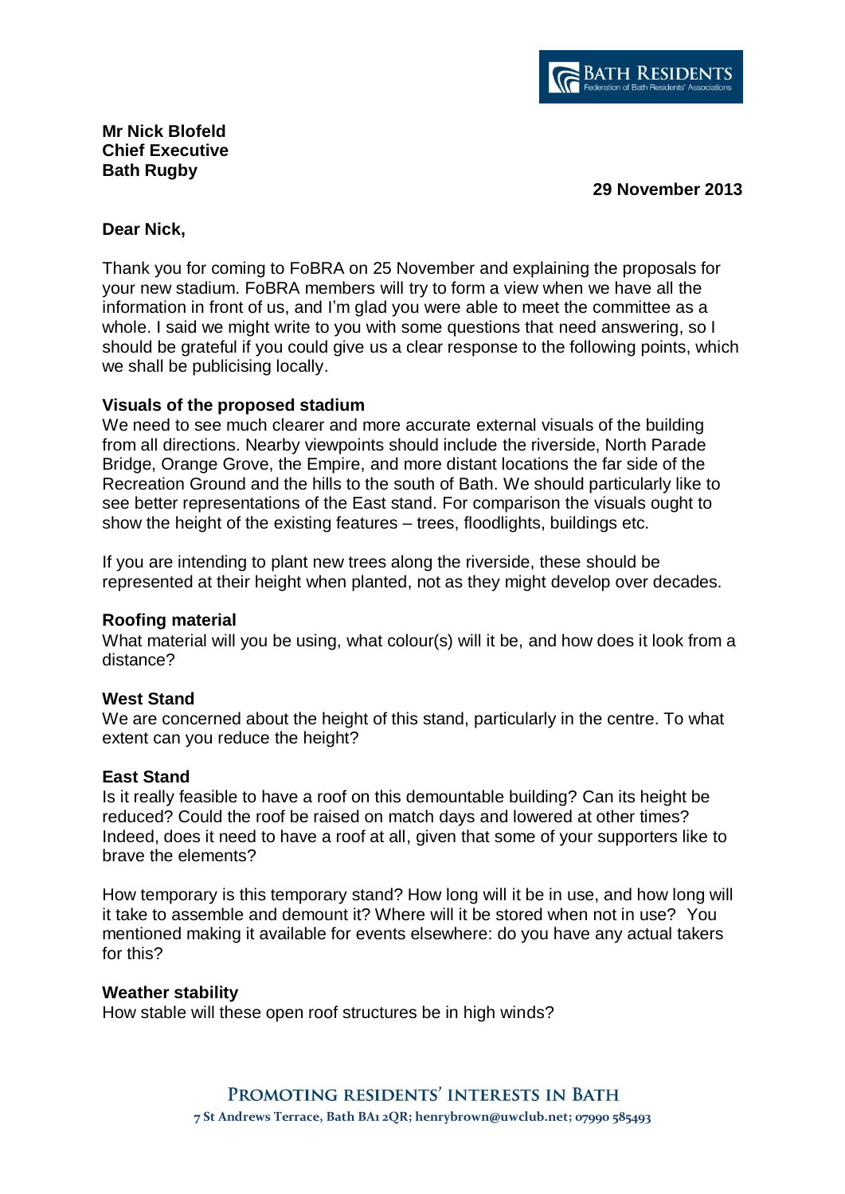**Mr Nick Blofeld**
**Chief Executive**
**Bath Rugby**

**29 November 2013**

**Dear Nick,**

Thank you for coming to FoBRA on 25 November and explaining the proposals for your new stadium. FoBRA members will try to form a view when we have all the information in front of us, and I'm glad you were able to meet the committee as a whole. I said we might write to you with some questions that need answering, so I should be grateful if you could give us a clear response to the following points, which we shall be publicising locally.

**Visuals of the proposed stadium**

We need to see much clearer and more accurate external visuals of the building from all directions. Nearby viewpoints should include the riverside, North Parade Bridge, Orange Grove, the Empire, and more distant locations the far side of the Recreation Ground and the hills to the south of Bath. We should particularly like to see better representations of the East stand. For comparison the visuals ought to show the height of the existing features – trees, floodlights, buildings etc.

If you are intending to plant new trees along the riverside, these should be represented at their height when planted, not as they might develop over decades.

**Roofing material**

What material will you be using, what colour(s) will it be, and how does it look from a distance?

**West Stand**

We are concerned about the height of this stand, particularly in the centre. To what extent can you reduce the height?

**East Stand**

Is it really feasible to have a roof on this demountable building? Can its height be reduced? Could the roof be raised on match days and lowered at other times? Indeed, does it need to have a roof at all, given that some of your supporters like to brave the elements?

How temporary is this temporary stand? How long will it be in use, and how long will it take to assemble and demount it? Where will it be stored when not in use? You mentioned making it available for events elsewhere: do you have any actual takers for this?

**Weather stability**

How stable will these open roof structures be in high winds?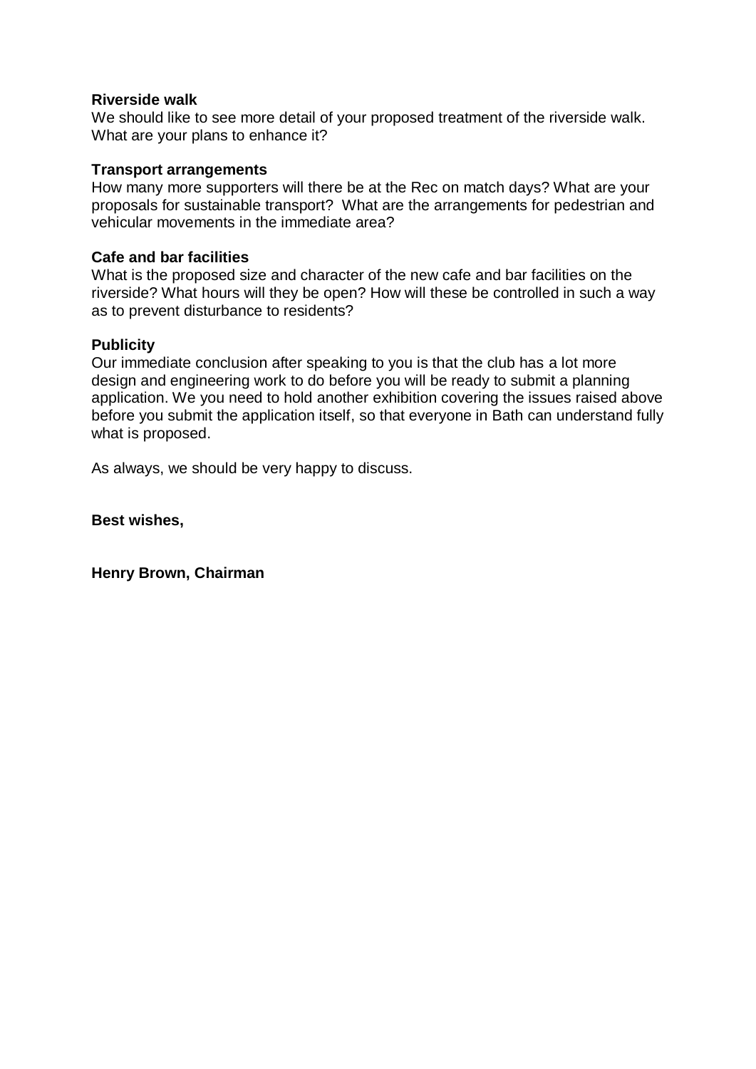**Riverside walk**

We should like to see more detail of your proposed treatment of the riverside walk. What are your plans to enhance it?

**Transport arrangements**

How many more supporters will there be at the Rec on match days? What are your proposals for sustainable transport? What are the arrangements for pedestrian and vehicular movements in the immediate area?

**Cafe and bar facilities**

What is the proposed size and character of the new cafe and bar facilities on the riverside? What hours will they be open? How will these be controlled in such a way as to prevent disturbance to residents?

**Publicity**

Our immediate conclusion after speaking to you is that the club has a lot more design and engineering work to do before you will be ready to submit a planning application. We you need to hold another exhibition covering the issues raised above before you submit the application itself, so that everyone in Bath can understand fully what is proposed.

As always, we should be very happy to discuss.

**Best wishes,**

**Henry Brown, Chairman**